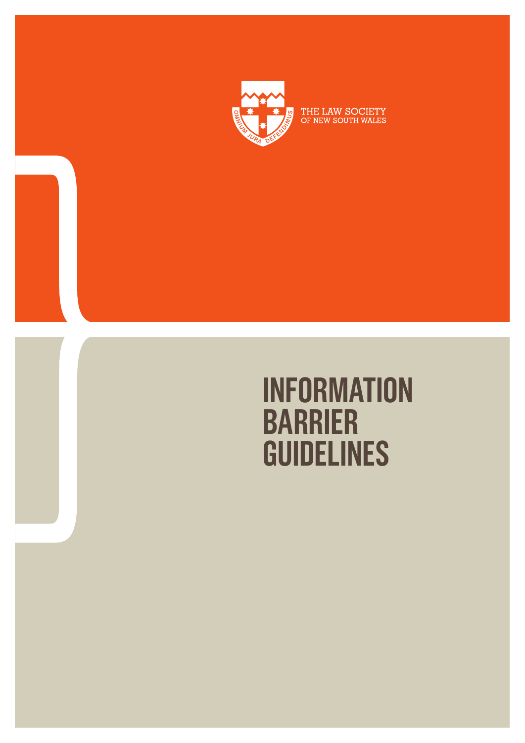THE LAW SOCIETY
OF NEW SOUTH WALES

OMNIUM JURA DEFENDIMUS

# INFORMATION BARRIER GUIDELINES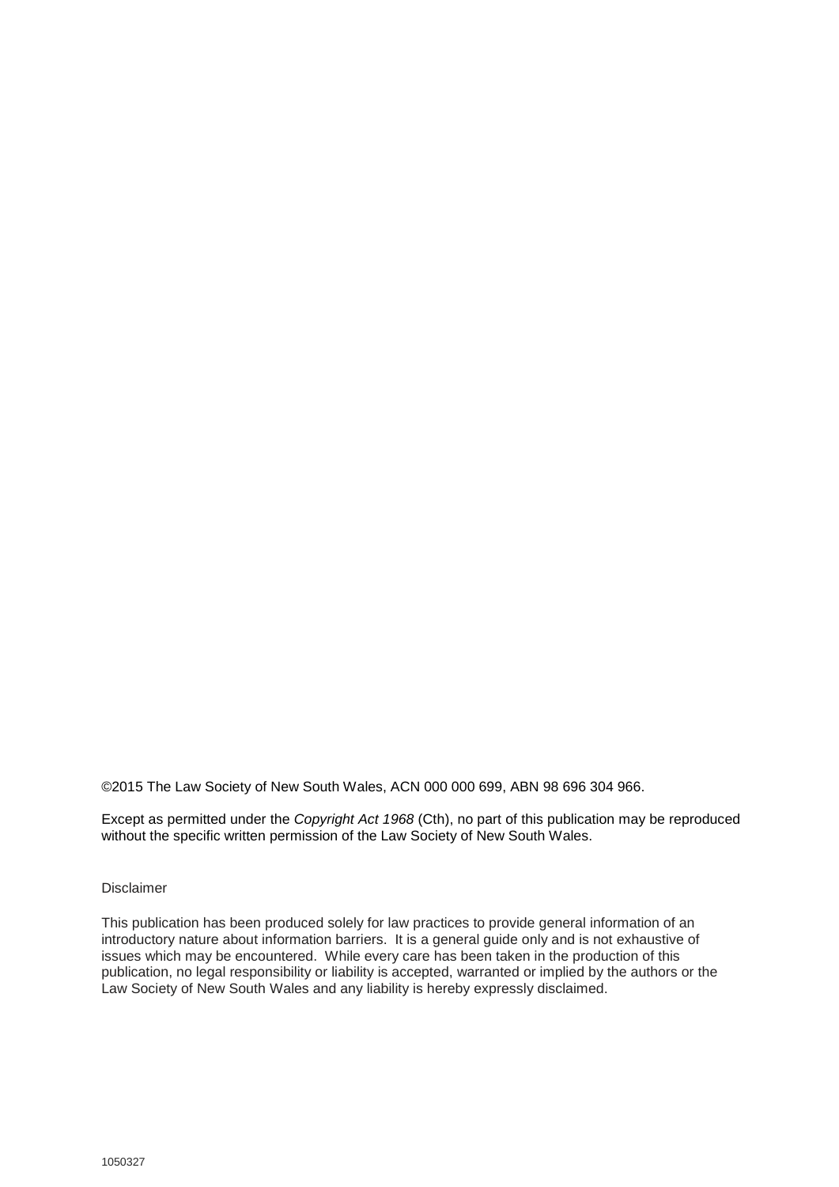©2015 The Law Society of New South Wales, ACN 000 000 699, ABN 98 696 304 966.

Except as permitted under the *Copyright Act 1968* (Cth), no part of this publication may be reproduced without the specific written permission of the Law Society of New South Wales.

Disclaimer

This publication has been produced solely for law practices to provide general information of an introductory nature about information barriers. It is a general guide only and is not exhaustive of issues which may be encountered. While every care has been taken in the production of this publication, no legal responsibility or liability is accepted, warranted or implied by the authors or the Law Society of New South Wales and any liability is hereby expressly disclaimed.

1050327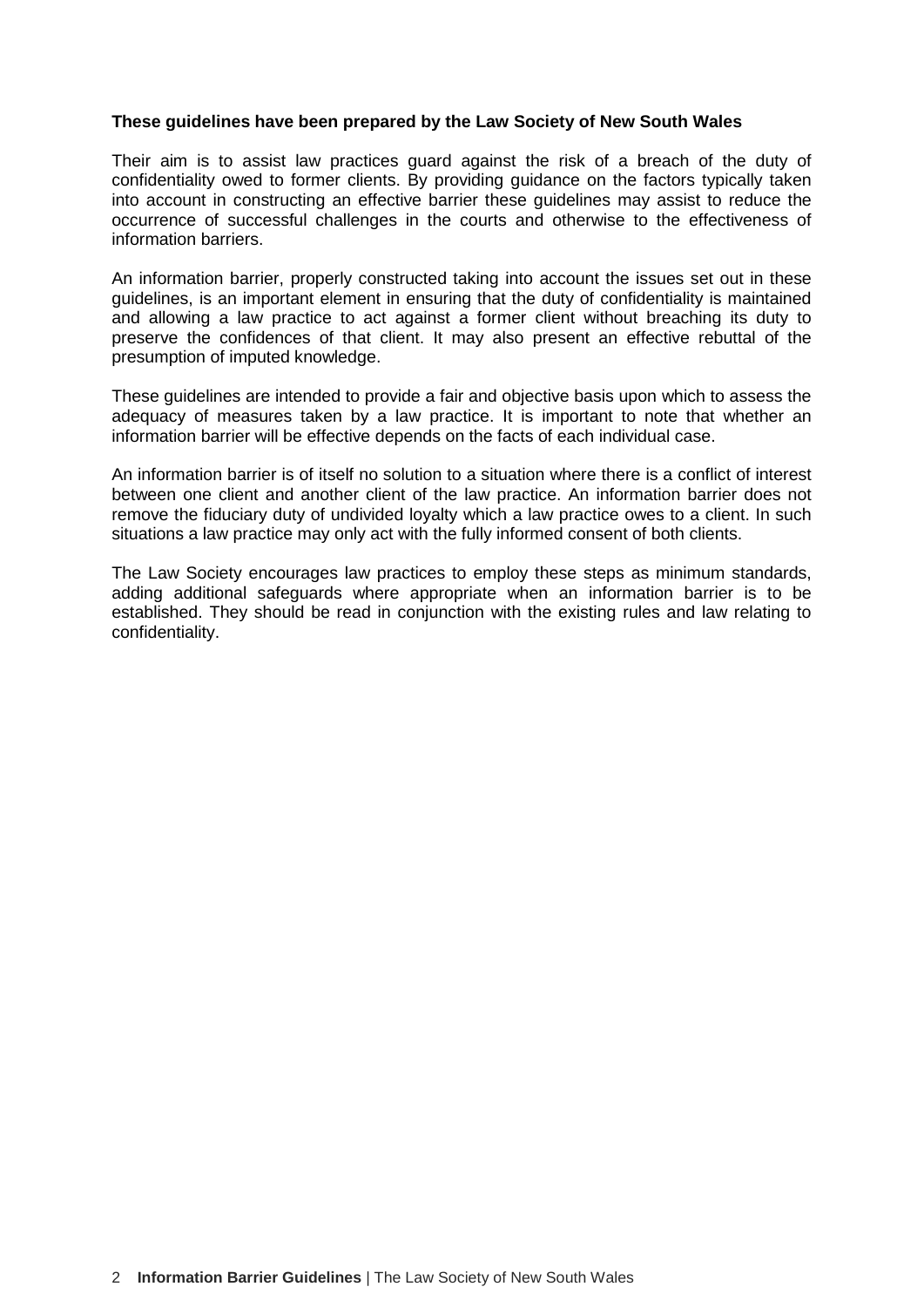**These guidelines have been prepared by the Law Society of New South Wales**

Their aim is to assist law practices guard against the risk of a breach of the duty of confidentiality owed to former clients. By providing guidance on the factors typically taken into account in constructing an effective barrier these guidelines may assist to reduce the occurrence of successful challenges in the courts and otherwise to the effectiveness of information barriers.

An information barrier, properly constructed taking into account the issues set out in these guidelines, is an important element in ensuring that the duty of confidentiality is maintained and allowing a law practice to act against a former client without breaching its duty to preserve the confidences of that client. It may also present an effective rebuttal of the presumption of imputed knowledge.

These guidelines are intended to provide a fair and objective basis upon which to assess the adequacy of measures taken by a law practice. It is important to note that whether an information barrier will be effective depends on the facts of each individual case.

An information barrier is of itself no solution to a situation where there is a conflict of interest between one client and another client of the law practice. An information barrier does not remove the fiduciary duty of undivided loyalty which a law practice owes to a client. In such situations a law practice may only act with the fully informed consent of both clients.

The Law Society encourages law practices to employ these steps as minimum standards, adding additional safeguards where appropriate when an information barrier is to be established. They should be read in conjunction with the existing rules and law relating to confidentiality.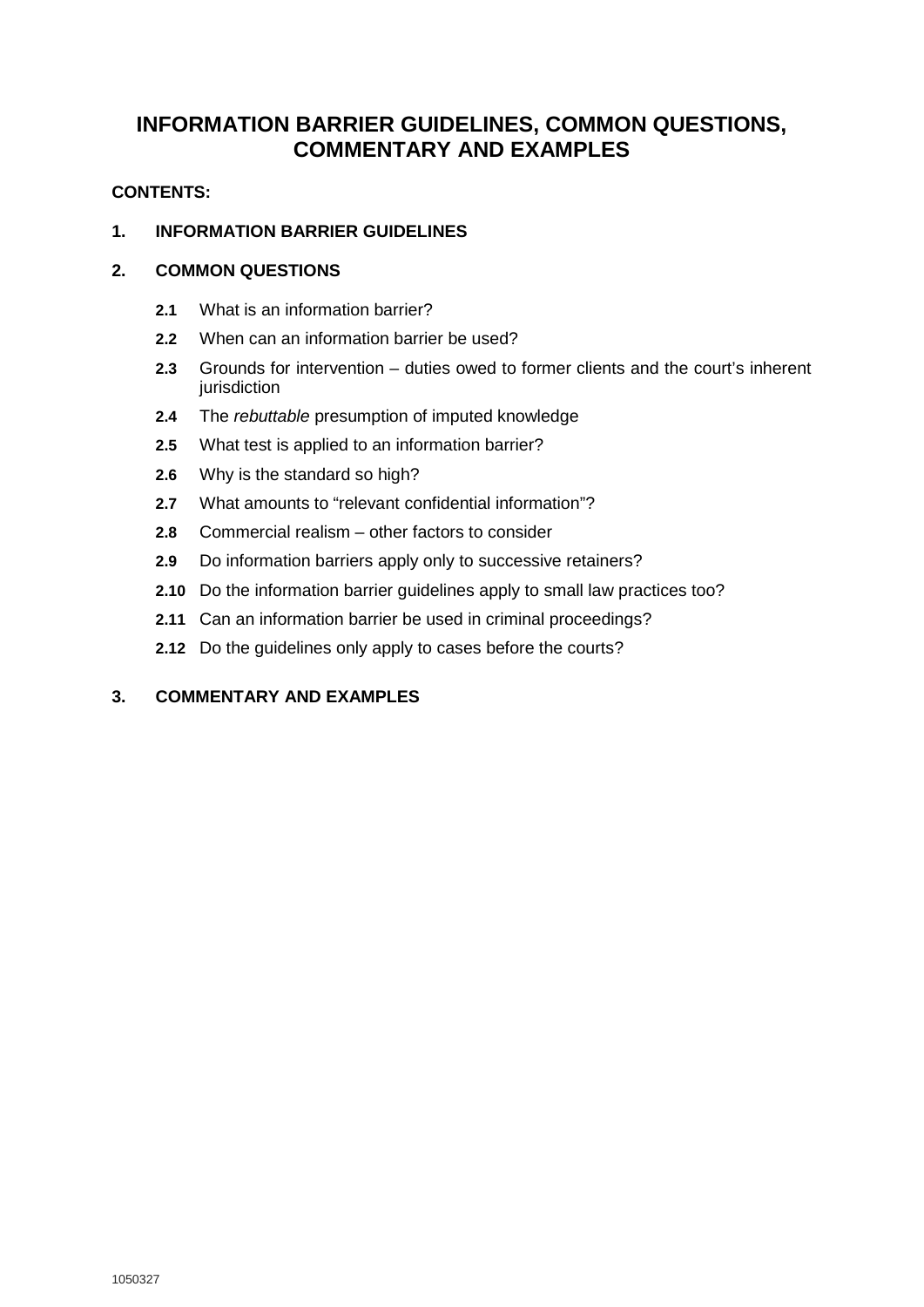# INFORMATION BARRIER GUIDELINES, COMMON QUESTIONS, COMMENTARY AND EXAMPLES

**CONTENTS:**

**1. INFORMATION BARRIER GUIDELINES**

**2. COMMON QUESTIONS**

- **2.1** What is an information barrier?
- **2.2** When can an information barrier be used?
- **2.3** Grounds for intervention – duties owed to former clients and the court's inherent jurisdiction
- **2.4** The *rebuttable* presumption of imputed knowledge
- **2.5** What test is applied to an information barrier?
- **2.6** Why is the standard so high?
- **2.7** What amounts to "relevant confidential information"?
- **2.8** Commercial realism – other factors to consider
- **2.9** Do information barriers apply only to successive retainers?
- **2.10** Do the information barrier guidelines apply to small law practices too?
- **2.11** Can an information barrier be used in criminal proceedings?
- **2.12** Do the guidelines only apply to cases before the courts?

**3. COMMENTARY AND EXAMPLES**

1050327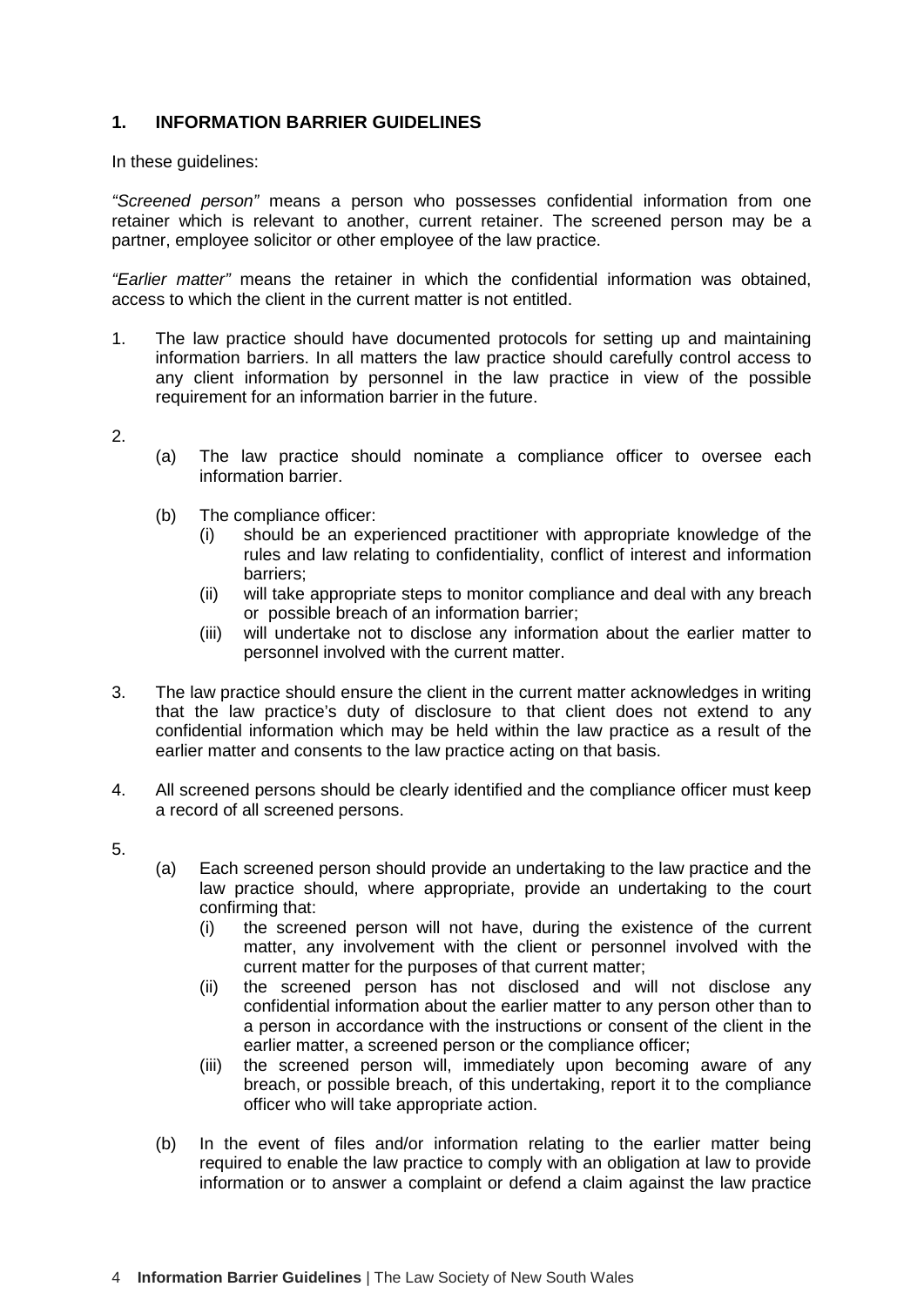## 1. INFORMATION BARRIER GUIDELINES

In these guidelines:

*"Screened person"* means a person who possesses confidential information from one retainer which is relevant to another, current retainer. The screened person may be a partner, employee solicitor or other employee of the law practice.

*"Earlier matter"* means the retainer in which the confidential information was obtained, access to which the client in the current matter is not entitled.

1. The law practice should have documented protocols for setting up and maintaining information barriers. In all matters the law practice should carefully control access to any client information by personnel in the law practice in view of the possible requirement for an information barrier in the future.

2.
   (a) The law practice should nominate a compliance officer to oversee each information barrier.

   (b) The compliance officer:
      (i) should be an experienced practitioner with appropriate knowledge of the rules and law relating to confidentiality, conflict of interest and information barriers;
      (ii) will take appropriate steps to monitor compliance and deal with any breach or possible breach of an information barrier;
      (iii) will undertake not to disclose any information about the earlier matter to personnel involved with the current matter.

3. The law practice should ensure the client in the current matter acknowledges in writing that the law practice's duty of disclosure to that client does not extend to any confidential information which may be held within the law practice as a result of the earlier matter and consents to the law practice acting on that basis.

4. All screened persons should be clearly identified and the compliance officer must keep a record of all screened persons.

5.
   (a) Each screened person should provide an undertaking to the law practice and the law practice should, where appropriate, provide an undertaking to the court confirming that:
      (i) the screened person will not have, during the existence of the current matter, any involvement with the client or personnel involved with the current matter for the purposes of that current matter;
      (ii) the screened person has not disclosed and will not disclose any confidential information about the earlier matter to any person other than to a person in accordance with the instructions or consent of the client in the earlier matter, a screened person or the compliance officer;
      (iii) the screened person will, immediately upon becoming aware of any breach, or possible breach, of this undertaking, report it to the compliance officer who will take appropriate action.

   (b) In the event of files and/or information relating to the earlier matter being required to enable the law practice to comply with an obligation at law to provide information or to answer a complaint or defend a claim against the law practice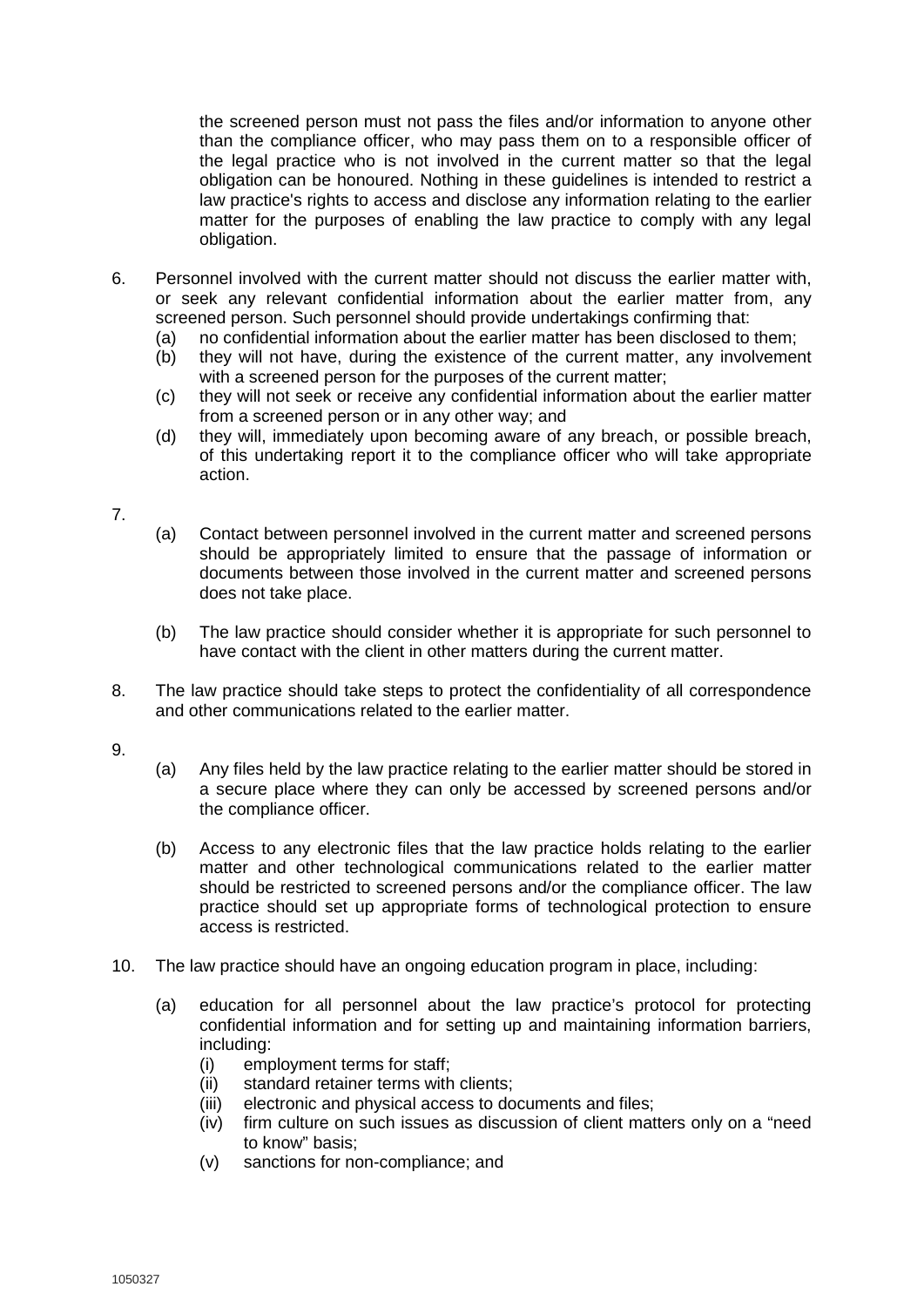the screened person must not pass the files and/or information to anyone other than the compliance officer, who may pass them on to a responsible officer of the legal practice who is not involved in the current matter so that the legal obligation can be honoured. Nothing in these guidelines is intended to restrict a law practice's rights to access and disclose any information relating to the earlier matter for the purposes of enabling the law practice to comply with any legal obligation.

6. Personnel involved with the current matter should not discuss the earlier matter with, or seek any relevant confidential information about the earlier matter from, any screened person. Such personnel should provide undertakings confirming that:
   (a) no confidential information about the earlier matter has been disclosed to them;
   (b) they will not have, during the existence of the current matter, any involvement with a screened person for the purposes of the current matter;
   (c) they will not seek or receive any confidential information about the earlier matter from a screened person or in any other way; and
   (d) they will, immediately upon becoming aware of any breach, or possible breach, of this undertaking report it to the compliance officer who will take appropriate action.

7.
   (a) Contact between personnel involved in the current matter and screened persons should be appropriately limited to ensure that the passage of information or documents between those involved in the current matter and screened persons does not take place.

   (b) The law practice should consider whether it is appropriate for such personnel to have contact with the client in other matters during the current matter.

8. The law practice should take steps to protect the confidentiality of all correspondence and other communications related to the earlier matter.

9.
   (a) Any files held by the law practice relating to the earlier matter should be stored in a secure place where they can only be accessed by screened persons and/or the compliance officer.

   (b) Access to any electronic files that the law practice holds relating to the earlier matter and other technological communications related to the earlier matter should be restricted to screened persons and/or the compliance officer. The law practice should set up appropriate forms of technological protection to ensure access is restricted.

10. The law practice should have an ongoing education program in place, including:

    (a) education for all personnel about the law practice's protocol for protecting confidential information and for setting up and maintaining information barriers, including:
        (i) employment terms for staff;
        (ii) standard retainer terms with clients;
        (iii) electronic and physical access to documents and files;
        (iv) firm culture on such issues as discussion of client matters only on a "need to know" basis;
        (v) sanctions for non-compliance; and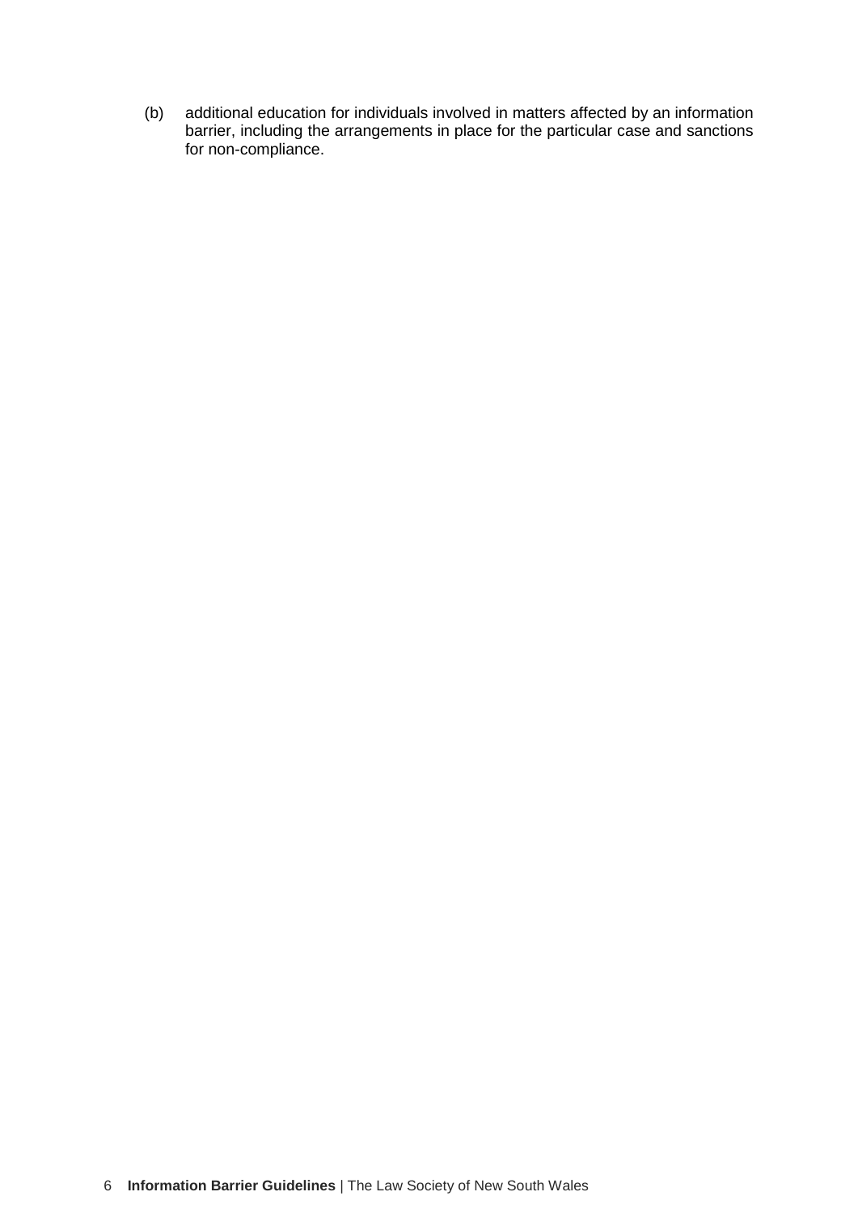(b) additional education for individuals involved in matters affected by an information barrier, including the arrangements in place for the particular case and sanctions for non-compliance.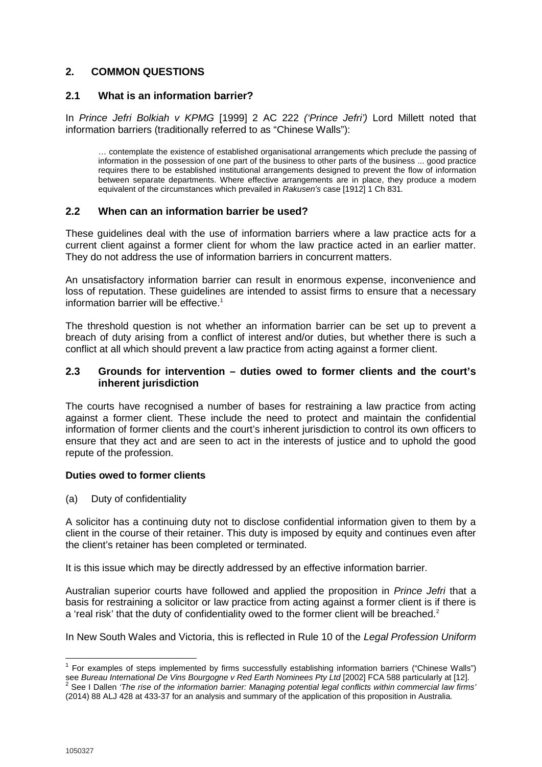## 2. COMMON QUESTIONS

### 2.1 What is an information barrier?

In *Prince Jefri Bolkiah v KPMG* [1999] 2 AC 222 *('Prince Jefri')* Lord Millett noted that information barriers (traditionally referred to as "Chinese Walls"):

> … contemplate the existence of established organisational arrangements which preclude the passing of information in the possession of one part of the business to other parts of the business ... good practice requires there to be established institutional arrangements designed to prevent the flow of information between separate departments. Where effective arrangements are in place, they produce a modern equivalent of the circumstances which prevailed in *Rakusen's* case [1912] 1 Ch 831.

### 2.2 When can an information barrier be used?

These guidelines deal with the use of information barriers where a law practice acts for a current client against a former client for whom the law practice acted in an earlier matter. They do not address the use of information barriers in concurrent matters.

An unsatisfactory information barrier can result in enormous expense, inconvenience and loss of reputation. These guidelines are intended to assist firms to ensure that a necessary information barrier will be effective.[1]

The threshold question is not whether an information barrier can be set up to prevent a breach of duty arising from a conflict of interest and/or duties, but whether there is such a conflict at all which should prevent a law practice from acting against a former client.

### 2.3 Grounds for intervention – duties owed to former clients and the court's inherent jurisdiction

The courts have recognised a number of bases for restraining a law practice from acting against a former client. These include the need to protect and maintain the confidential information of former clients and the court's inherent jurisdiction to control its own officers to ensure that they act and are seen to act in the interests of justice and to uphold the good repute of the profession.

**Duties owed to former clients**

(a) Duty of confidentiality

A solicitor has a continuing duty not to disclose confidential information given to them by a client in the course of their retainer. This duty is imposed by equity and continues even after the client's retainer has been completed or terminated.

It is this issue which may be directly addressed by an effective information barrier.

Australian superior courts have followed and applied the proposition in *Prince Jefri* that a basis for restraining a solicitor or law practice from acting against a former client is if there is a 'real risk' that the duty of confidentiality owed to the former client will be breached.[2]

In New South Wales and Victoria, this is reflected in Rule 10 of the *Legal Profession Uniform*

---

[1] For examples of steps implemented by firms successfully establishing information barriers ("Chinese Walls") see *Bureau International De Vins Bourgogne v Red Earth Nominees Pty Ltd* [2002] FCA 588 particularly at [12].

[2] See I Dallen *'The rise of the information barrier: Managing potential legal conflicts within commercial law firms'* (2014) 88 ALJ 428 at 433-37 for an analysis and summary of the application of this proposition in Australia.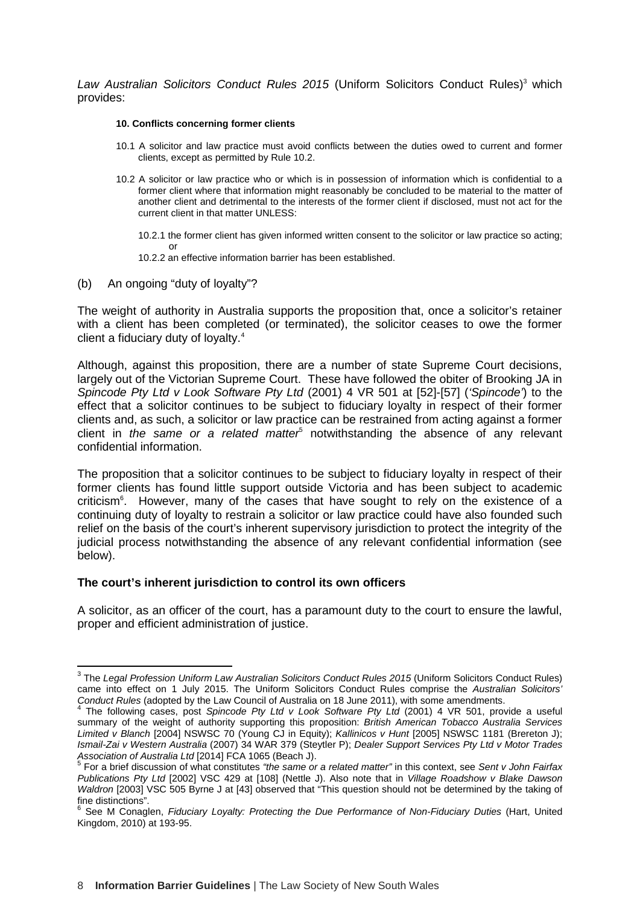*Law Australian Solicitors Conduct Rules 2015* (Uniform Solicitors Conduct Rules)[3] which provides:

> **10. Conflicts concerning former clients**
>
> 10.1 A solicitor and law practice must avoid conflicts between the duties owed to current and former clients, except as permitted by Rule 10.2.
>
> 10.2 A solicitor or law practice who or which is in possession of information which is confidential to a former client where that information might reasonably be concluded to be material to the matter of another client and detrimental to the interests of the former client if disclosed, must not act for the current client in that matter UNLESS:
>
> 10.2.1 the former client has given informed written consent to the solicitor or law practice so acting; or
>
> 10.2.2 an effective information barrier has been established.

(b) An ongoing "duty of loyalty"?

The weight of authority in Australia supports the proposition that, once a solicitor's retainer with a client has been completed (or terminated), the solicitor ceases to owe the former client a fiduciary duty of loyalty.[4]

Although, against this proposition, there are a number of state Supreme Court decisions, largely out of the Victorian Supreme Court. These have followed the obiter of Brooking JA in *Spincode Pty Ltd v Look Software Pty Ltd* (2001) 4 VR 501 at [52]-[57] (*'Spincode'*) to the effect that a solicitor continues to be subject to fiduciary loyalty in respect of their former clients and, as such, a solicitor or law practice can be restrained from acting against a former client in *the same or a related matter*[5] notwithstanding the absence of any relevant confidential information.

The proposition that a solicitor continues to be subject to fiduciary loyalty in respect of their former clients has found little support outside Victoria and has been subject to academic criticism[6]. However, many of the cases that have sought to rely on the existence of a continuing duty of loyalty to restrain a solicitor or law practice could have also founded such relief on the basis of the court's inherent supervisory jurisdiction to protect the integrity of the judicial process notwithstanding the absence of any relevant confidential information (see below).

**The court's inherent jurisdiction to control its own officers**

A solicitor, as an officer of the court, has a paramount duty to the court to ensure the lawful, proper and efficient administration of justice.

---

[3] The *Legal Profession Uniform Law Australian Solicitors Conduct Rules 2015* (Uniform Solicitors Conduct Rules) came into effect on 1 July 2015. The Uniform Solicitors Conduct Rules comprise the *Australian Solicitors' Conduct Rules* (adopted by the Law Council of Australia on 18 June 2011), with some amendments.

[4] The following cases, post *Spincode Pty Ltd v Look Software Pty Ltd* (2001) 4 VR 501, provide a useful summary of the weight of authority supporting this proposition: *British American Tobacco Australia Services Limited v Blanch* [2004] NSWSC 70 (Young CJ in Equity); *Kallinicos v Hunt* [2005] NSWSC 1181 (Brereton J); *Ismail-Zai v Western Australia* (2007) 34 WAR 379 (Steytler P); *Dealer Support Services Pty Ltd v Motor Trades Association of Australia Ltd* [2014] FCA 1065 (Beach J).

[5] For a brief discussion of what constitutes *"the same or a related matter"* in this context, see *Sent v John Fairfax Publications Pty Ltd* [2002] VSC 429 at [108] (Nettle J). Also note that in *Village Roadshow v Blake Dawson Waldron* [2003] VSC 505 Byrne J at [43] observed that "This question should not be determined by the taking of fine distinctions".

[6] See M Conaglen, *Fiduciary Loyalty: Protecting the Due Performance of Non-Fiduciary Duties* (Hart, United Kingdom, 2010) at 193-95.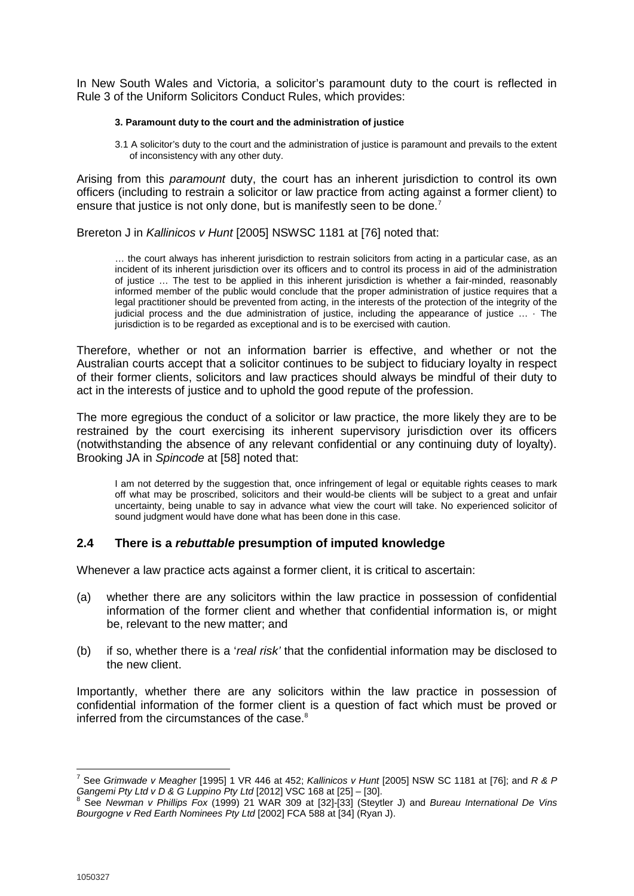In New South Wales and Victoria, a solicitor's paramount duty to the court is reflected in Rule 3 of the Uniform Solicitors Conduct Rules, which provides:

> **3. Paramount duty to the court and the administration of justice**
>
> 3.1 A solicitor's duty to the court and the administration of justice is paramount and prevails to the extent of inconsistency with any other duty.

Arising from this *paramount* duty, the court has an inherent jurisdiction to control its own officers (including to restrain a solicitor or law practice from acting against a former client) to ensure that justice is not only done, but is manifestly seen to be done.[7]

Brereton J in *Kallinicos v Hunt* [2005] NSWSC 1181 at [76] noted that:

> … the court always has inherent jurisdiction to restrain solicitors from acting in a particular case, as an incident of its inherent jurisdiction over its officers and to control its process in aid of the administration of justice … The test to be applied in this inherent jurisdiction is whether a fair-minded, reasonably informed member of the public would conclude that the proper administration of justice requires that a legal practitioner should be prevented from acting, in the interests of the protection of the integrity of the judicial process and the due administration of justice, including the appearance of justice … · The jurisdiction is to be regarded as exceptional and is to be exercised with caution.

Therefore, whether or not an information barrier is effective, and whether or not the Australian courts accept that a solicitor continues to be subject to fiduciary loyalty in respect of their former clients, solicitors and law practices should always be mindful of their duty to act in the interests of justice and to uphold the good repute of the profession.

The more egregious the conduct of a solicitor or law practice, the more likely they are to be restrained by the court exercising its inherent supervisory jurisdiction over its officers (notwithstanding the absence of any relevant confidential or any continuing duty of loyalty). Brooking JA in *Spincode* at [58] noted that:

> I am not deterred by the suggestion that, once infringement of legal or equitable rights ceases to mark off what may be proscribed, solicitors and their would-be clients will be subject to a great and unfair uncertainty, being unable to say in advance what view the court will take. No experienced solicitor of sound judgment would have done what has been done in this case.

## 2.4 There is a *rebuttable* presumption of imputed knowledge

Whenever a law practice acts against a former client, it is critical to ascertain:

(a) whether there are any solicitors within the law practice in possession of confidential information of the former client and whether that confidential information is, or might be, relevant to the new matter; and

(b) if so, whether there is a '*real risk'* that the confidential information may be disclosed to the new client.

Importantly, whether there are any solicitors within the law practice in possession of confidential information of the former client is a question of fact which must be proved or inferred from the circumstances of the case.[8]

---

[7] See *Grimwade v Meagher* [1995] 1 VR 446 at 452; *Kallinicos v Hunt* [2005] NSW SC 1181 at [76]; and *R & P Gangemi Pty Ltd v D & G Luppino Pty Ltd* [2012] VSC 168 at [25] – [30].

[8] See *Newman v Phillips Fox* (1999) 21 WAR 309 at [32]-[33] (Steytler J) and *Bureau International De Vins Bourgogne v Red Earth Nominees Pty Ltd* [2002] FCA 588 at [34] (Ryan J).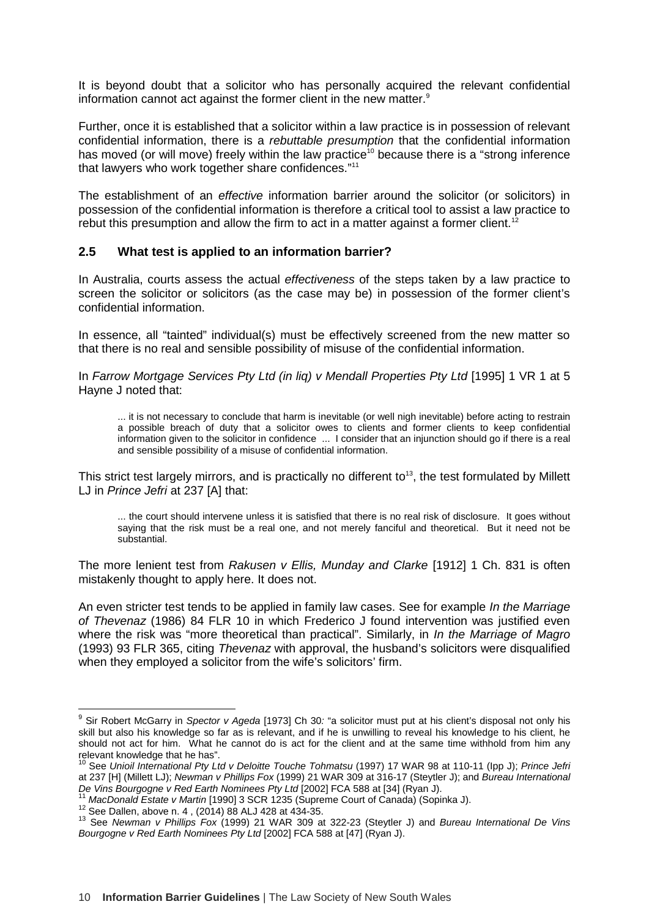It is beyond doubt that a solicitor who has personally acquired the relevant confidential information cannot act against the former client in the new matter.[9]

Further, once it is established that a solicitor within a law practice is in possession of relevant confidential information, there is a *rebuttable presumption* that the confidential information has moved (or will move) freely within the law practice[10] because there is a "strong inference that lawyers who work together share confidences."[11]

The establishment of an *effective* information barrier around the solicitor (or solicitors) in possession of the confidential information is therefore a critical tool to assist a law practice to rebut this presumption and allow the firm to act in a matter against a former client.[12]

### 2.5 What test is applied to an information barrier?

In Australia, courts assess the actual *effectiveness* of the steps taken by a law practice to screen the solicitor or solicitors (as the case may be) in possession of the former client's confidential information.

In essence, all "tainted" individual(s) must be effectively screened from the new matter so that there is no real and sensible possibility of misuse of the confidential information.

In *Farrow Mortgage Services Pty Ltd (in liq) v Mendall Properties Pty Ltd* [1995] 1 VR 1 at 5 Hayne J noted that:

> ... it is not necessary to conclude that harm is inevitable (or well nigh inevitable) before acting to restrain a possible breach of duty that a solicitor owes to clients and former clients to keep confidential information given to the solicitor in confidence ... I consider that an injunction should go if there is a real and sensible possibility of a misuse of confidential information.

This strict test largely mirrors, and is practically no different to[13], the test formulated by Millett LJ in *Prince Jefri* at 237 [A] that:

> ... the court should intervene unless it is satisfied that there is no real risk of disclosure. It goes without saying that the risk must be a real one, and not merely fanciful and theoretical. But it need not be substantial.

The more lenient test from *Rakusen v Ellis, Munday and Clarke* [1912] 1 Ch. 831 is often mistakenly thought to apply here. It does not.

An even stricter test tends to be applied in family law cases. See for example *In the Marriage of Thevenaz* (1986) 84 FLR 10 in which Frederico J found intervention was justified even where the risk was "more theoretical than practical". Similarly, in *In the Marriage of Magro* (1993) 93 FLR 365, citing *Thevenaz* with approval, the husband's solicitors were disqualified when they employed a solicitor from the wife's solicitors' firm.

---

[9] Sir Robert McGarry in *Spector v Ageda* [1973] Ch 30*:* "a solicitor must put at his client's disposal not only his skill but also his knowledge so far as is relevant, and if he is unwilling to reveal his knowledge to his client, he should not act for him. What he cannot do is act for the client and at the same time withhold from him any relevant knowledge that he has".

[10] See *Unioil International Pty Ltd v Deloitte Touche Tohmatsu* (1997) 17 WAR 98 at 110-11 (Ipp J); *Prince Jefri* at 237 [H] (Millett LJ); *Newman v Phillips Fox* (1999) 21 WAR 309 at 316-17 (Steytler J); and *Bureau International De Vins Bourgogne v Red Earth Nominees Pty Ltd* [2002] FCA 588 at [34] (Ryan J).

[11] *MacDonald Estate v Martin* [1990] 3 SCR 1235 (Supreme Court of Canada) (Sopinka J).

[12] See Dallen, above n. 4 , (2014) 88 ALJ 428 at 434-35.

[13] See *Newman v Phillips Fox* (1999) 21 WAR 309 at 322-23 (Steytler J) and *Bureau International De Vins Bourgogne v Red Earth Nominees Pty Ltd* [2002] FCA 588 at [47] (Ryan J).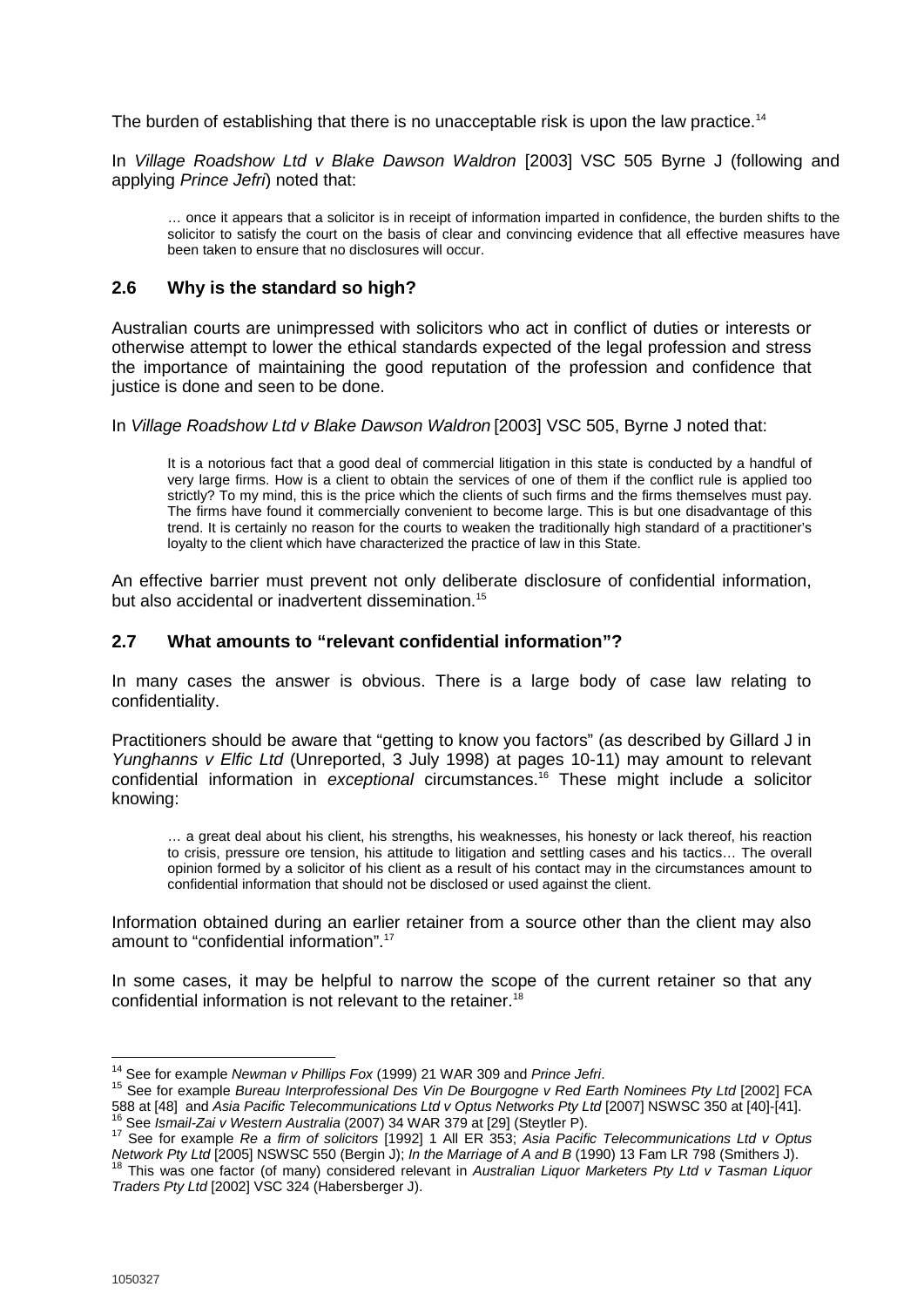The burden of establishing that there is no unacceptable risk is upon the law practice.[14]

In *Village Roadshow Ltd v Blake Dawson Waldron* [2003] VSC 505 Byrne J (following and applying *Prince Jefri*) noted that:

> … once it appears that a solicitor is in receipt of information imparted in confidence, the burden shifts to the solicitor to satisfy the court on the basis of clear and convincing evidence that all effective measures have been taken to ensure that no disclosures will occur.

## 2.6 Why is the standard so high?

Australian courts are unimpressed with solicitors who act in conflict of duties or interests or otherwise attempt to lower the ethical standards expected of the legal profession and stress the importance of maintaining the good reputation of the profession and confidence that justice is done and seen to be done.

In *Village Roadshow Ltd v Blake Dawson Waldron* [2003] VSC 505, Byrne J noted that:

> It is a notorious fact that a good deal of commercial litigation in this state is conducted by a handful of very large firms. How is a client to obtain the services of one of them if the conflict rule is applied too strictly? To my mind, this is the price which the clients of such firms and the firms themselves must pay. The firms have found it commercially convenient to become large. This is but one disadvantage of this trend. It is certainly no reason for the courts to weaken the traditionally high standard of a practitioner's loyalty to the client which have characterized the practice of law in this State.

An effective barrier must prevent not only deliberate disclosure of confidential information, but also accidental or inadvertent dissemination.[15]

## 2.7 What amounts to "relevant confidential information"?

In many cases the answer is obvious. There is a large body of case law relating to confidentiality.

Practitioners should be aware that "getting to know you factors" (as described by Gillard J in *Yunghanns v Elfic Ltd* (Unreported, 3 July 1998) at pages 10-11) may amount to relevant confidential information in *exceptional* circumstances.[16] These might include a solicitor knowing:

> … a great deal about his client, his strengths, his weaknesses, his honesty or lack thereof, his reaction to crisis, pressure ore tension, his attitude to litigation and settling cases and his tactics… The overall opinion formed by a solicitor of his client as a result of his contact may in the circumstances amount to confidential information that should not be disclosed or used against the client.

Information obtained during an earlier retainer from a source other than the client may also amount to "confidential information".[17]

In some cases, it may be helpful to narrow the scope of the current retainer so that any confidential information is not relevant to the retainer.[18]

---

[14] See for example *Newman v Phillips Fox* (1999) 21 WAR 309 and *Prince Jefri*.

[15] See for example *Bureau Interprofessionel Des Vin De Bourgogne v Red Earth Nominees Pty Ltd* [2002] FCA 588 at [48] and *Asia Pacific Telecommunications Ltd v Optus Networks Pty Ltd* [2007] NSWSC 350 at [40]-[41].

[16] See *Ismail-Zai v Western Australia* (2007) 34 WAR 379 at [29] (Steytler P).

[17] See for example *Re a firm of solicitors* [1992] 1 All ER 353; *Asia Pacific Telecommunications Ltd v Optus Network Pty Ltd* [2005] NSWSC 550 (Bergin J); *In the Marriage of A and B* (1990) 13 Fam LR 798 (Smithers J).

[18] This was one factor (of many) considered relevant in *Australian Liquor Marketers Pty Ltd v Tasman Liquor Traders Pty Ltd* [2002] VSC 324 (Habersberger J).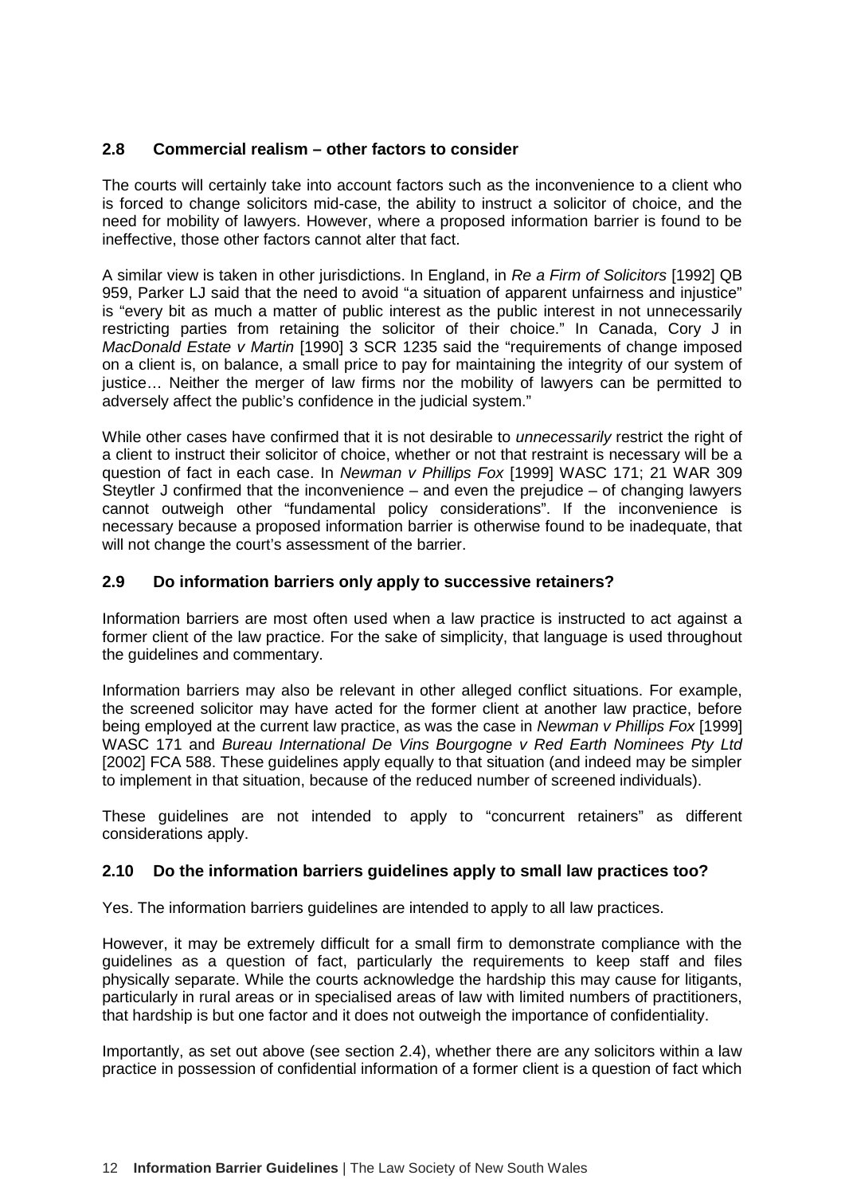### 2.8 Commercial realism – other factors to consider

The courts will certainly take into account factors such as the inconvenience to a client who is forced to change solicitors mid-case, the ability to instruct a solicitor of choice, and the need for mobility of lawyers. However, where a proposed information barrier is found to be ineffective, those other factors cannot alter that fact.

A similar view is taken in other jurisdictions. In England, in *Re a Firm of Solicitors* [1992] QB 959, Parker LJ said that the need to avoid "a situation of apparent unfairness and injustice" is "every bit as much a matter of public interest as the public interest in not unnecessarily restricting parties from retaining the solicitor of their choice." In Canada, Cory J in *MacDonald Estate v Martin* [1990] 3 SCR 1235 said the "requirements of change imposed on a client is, on balance, a small price to pay for maintaining the integrity of our system of justice… Neither the merger of law firms nor the mobility of lawyers can be permitted to adversely affect the public's confidence in the judicial system."

While other cases have confirmed that it is not desirable to *unnecessarily* restrict the right of a client to instruct their solicitor of choice, whether or not that restraint is necessary will be a question of fact in each case. In *Newman v Phillips Fox* [1999] WASC 171; 21 WAR 309 Steytler J confirmed that the inconvenience – and even the prejudice – of changing lawyers cannot outweigh other "fundamental policy considerations". If the inconvenience is necessary because a proposed information barrier is otherwise found to be inadequate, that will not change the court's assessment of the barrier.

### 2.9 Do information barriers only apply to successive retainers?

Information barriers are most often used when a law practice is instructed to act against a former client of the law practice. For the sake of simplicity, that language is used throughout the guidelines and commentary.

Information barriers may also be relevant in other alleged conflict situations. For example, the screened solicitor may have acted for the former client at another law practice, before being employed at the current law practice, as was the case in *Newman v Phillips Fox* [1999] WASC 171 and *Bureau International De Vins Bourgogne v Red Earth Nominees Pty Ltd* [2002] FCA 588. These guidelines apply equally to that situation (and indeed may be simpler to implement in that situation, because of the reduced number of screened individuals).

These guidelines are not intended to apply to "concurrent retainers" as different considerations apply.

### 2.10 Do the information barriers guidelines apply to small law practices too?

Yes. The information barriers guidelines are intended to apply to all law practices.

However, it may be extremely difficult for a small firm to demonstrate compliance with the guidelines as a question of fact, particularly the requirements to keep staff and files physically separate. While the courts acknowledge the hardship this may cause for litigants, particularly in rural areas or in specialised areas of law with limited numbers of practitioners, that hardship is but one factor and it does not outweigh the importance of confidentiality.

Importantly, as set out above (see section 2.4), whether there are any solicitors within a law practice in possession of confidential information of a former client is a question of fact which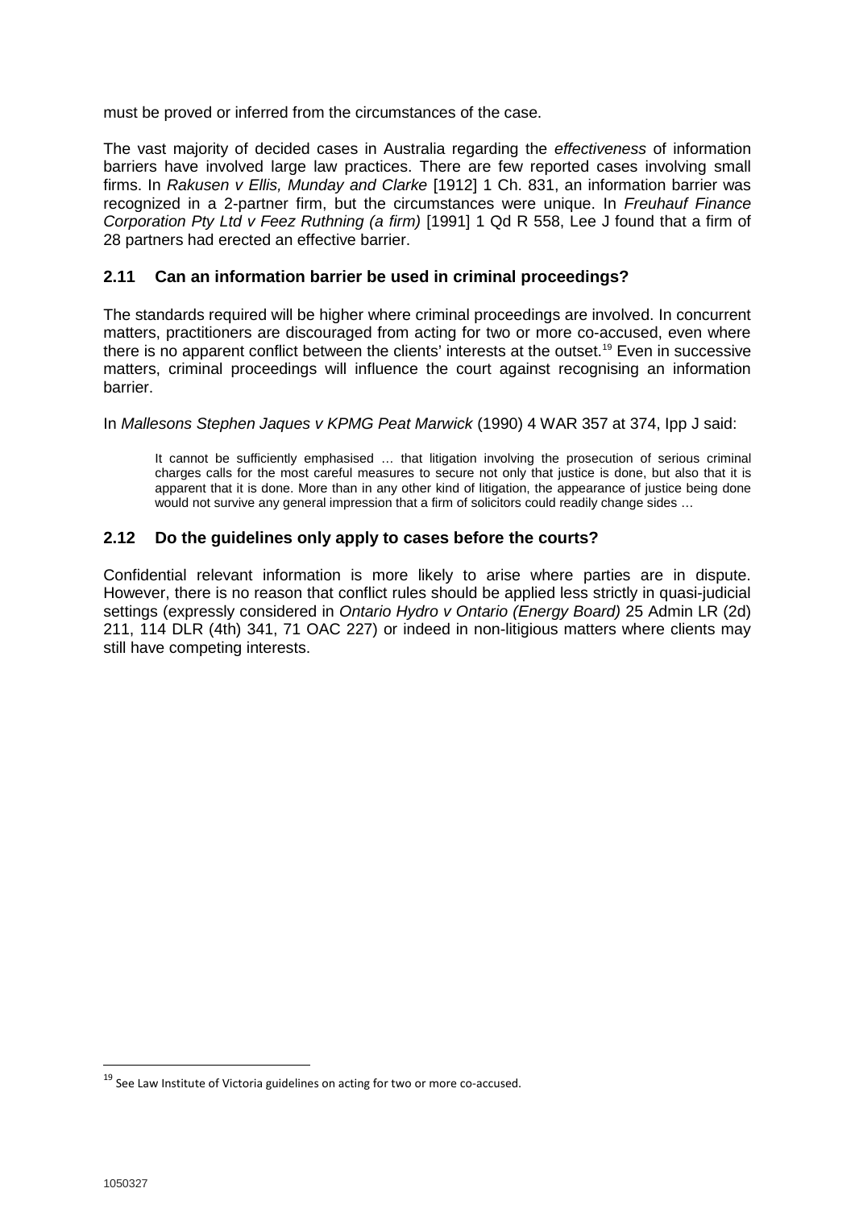must be proved or inferred from the circumstances of the case.

The vast majority of decided cases in Australia regarding the *effectiveness* of information barriers have involved large law practices. There are few reported cases involving small firms. In *Rakusen v Ellis, Munday and Clarke* [1912] 1 Ch. 831, an information barrier was recognized in a 2-partner firm, but the circumstances were unique. In *Freuhauf Finance Corporation Pty Ltd v Feez Ruthning (a firm)* [1991] 1 Qd R 558, Lee J found that a firm of 28 partners had erected an effective barrier.

### 2.11 Can an information barrier be used in criminal proceedings?

The standards required will be higher where criminal proceedings are involved. In concurrent matters, practitioners are discouraged from acting for two or more co-accused, even where there is no apparent conflict between the clients' interests at the outset.[19] Even in successive matters, criminal proceedings will influence the court against recognising an information barrier.

In *Mallesons Stephen Jaques v KPMG Peat Marwick* (1990) 4 WAR 357 at 374, Ipp J said:

> It cannot be sufficiently emphasised … that litigation involving the prosecution of serious criminal charges calls for the most careful measures to secure not only that justice is done, but also that it is apparent that it is done. More than in any other kind of litigation, the appearance of justice being done would not survive any general impression that a firm of solicitors could readily change sides …

### 2.12 Do the guidelines only apply to cases before the courts?

Confidential relevant information is more likely to arise where parties are in dispute. However, there is no reason that conflict rules should be applied less strictly in quasi-judicial settings (expressly considered in *Ontario Hydro v Ontario (Energy Board)* 25 Admin LR (2d) 211, 114 DLR (4th) 341, 71 OAC 227) or indeed in non-litigious matters where clients may still have competing interests.

---

[19] See Law Institute of Victoria guidelines on acting for two or more co-accused.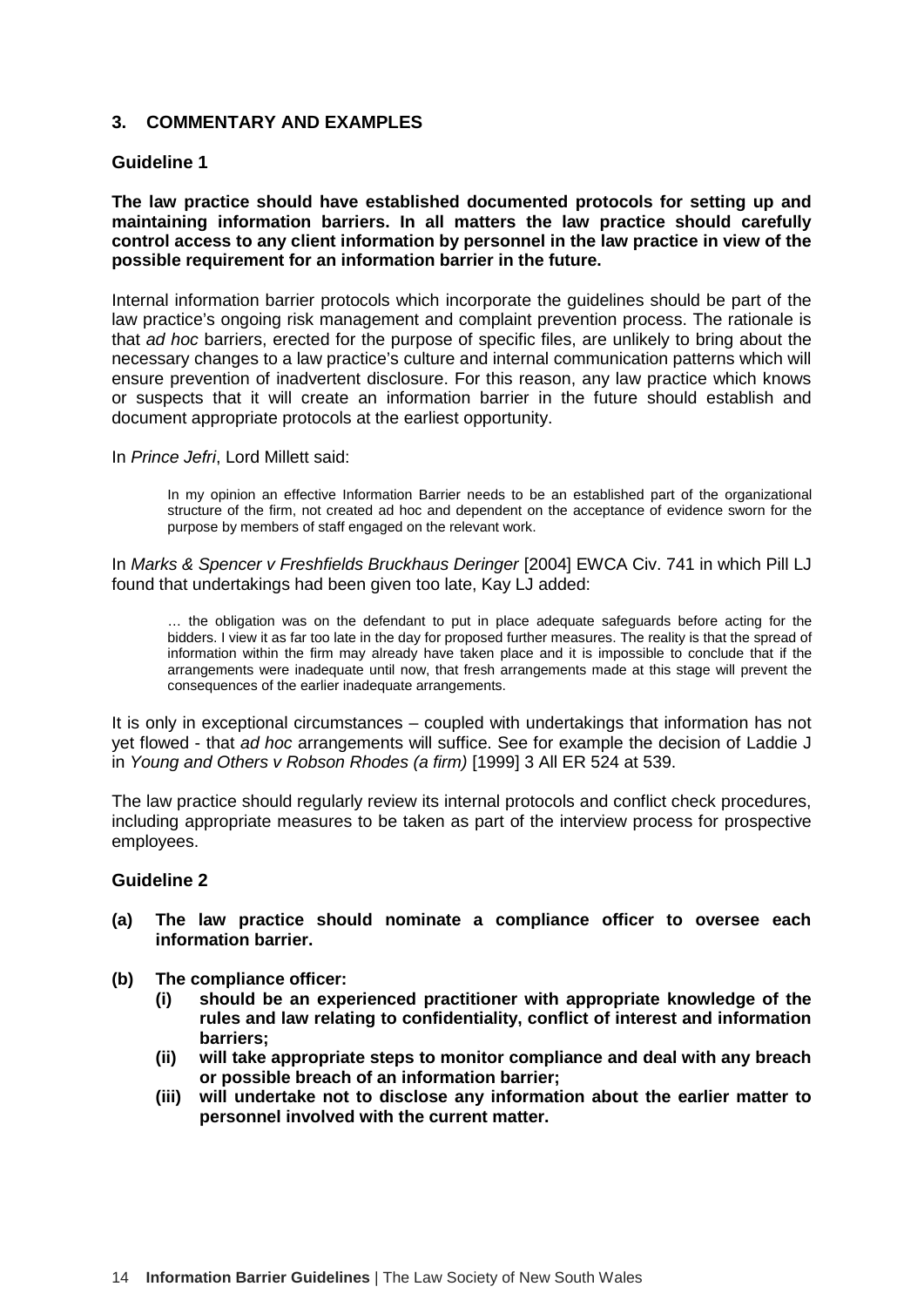## 3. COMMENTARY AND EXAMPLES

### Guideline 1

**The law practice should have established documented protocols for setting up and maintaining information barriers. In all matters the law practice should carefully control access to any client information by personnel in the law practice in view of the possible requirement for an information barrier in the future.**

Internal information barrier protocols which incorporate the guidelines should be part of the law practice's ongoing risk management and complaint prevention process. The rationale is that *ad hoc* barriers, erected for the purpose of specific files, are unlikely to bring about the necessary changes to a law practice's culture and internal communication patterns which will ensure prevention of inadvertent disclosure. For this reason, any law practice which knows or suspects that it will create an information barrier in the future should establish and document appropriate protocols at the earliest opportunity.

In *Prince Jefri*, Lord Millett said:

> In my opinion an effective Information Barrier needs to be an established part of the organizational structure of the firm, not created ad hoc and dependent on the acceptance of evidence sworn for the purpose by members of staff engaged on the relevant work.

In *Marks & Spencer v Freshfields Bruckhaus Deringer* [2004] EWCA Civ. 741 in which Pill LJ found that undertakings had been given too late, Kay LJ added:

> … the obligation was on the defendant to put in place adequate safeguards before acting for the bidders. I view it as far too late in the day for proposed further measures. The reality is that the spread of information within the firm may already have taken place and it is impossible to conclude that if the arrangements were inadequate until now, that fresh arrangements made at this stage will prevent the consequences of the earlier inadequate arrangements.

It is only in exceptional circumstances – coupled with undertakings that information has not yet flowed - that *ad hoc* arrangements will suffice. See for example the decision of Laddie J in *Young and Others v Robson Rhodes (a firm)* [1999] 3 All ER 524 at 539.

The law practice should regularly review its internal protocols and conflict check procedures, including appropriate measures to be taken as part of the interview process for prospective employees.

### Guideline 2

**(a) The law practice should nominate a compliance officer to oversee each information barrier.**

**(b) The compliance officer:**
- **(i) should be an experienced practitioner with appropriate knowledge of the rules and law relating to confidentiality, conflict of interest and information barriers;**
- **(ii) will take appropriate steps to monitor compliance and deal with any breach or possible breach of an information barrier;**
- **(iii) will undertake not to disclose any information about the earlier matter to personnel involved with the current matter.**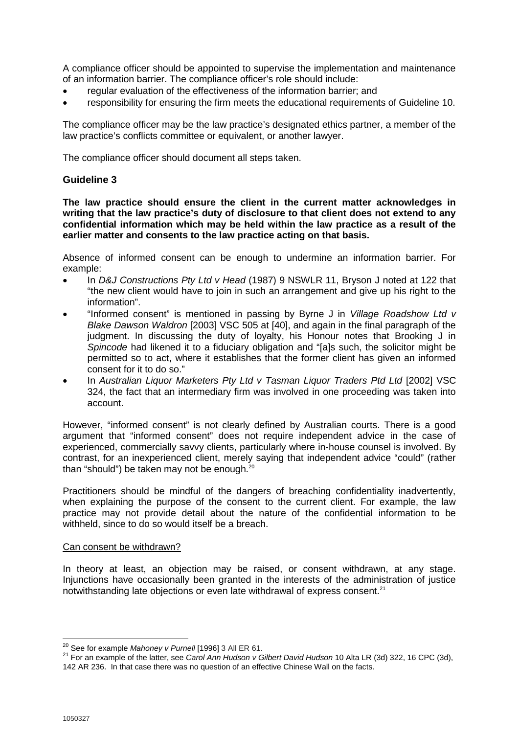A compliance officer should be appointed to supervise the implementation and maintenance of an information barrier. The compliance officer's role should include:

- regular evaluation of the effectiveness of the information barrier; and
- responsibility for ensuring the firm meets the educational requirements of Guideline 10.

The compliance officer may be the law practice's designated ethics partner, a member of the law practice's conflicts committee or equivalent, or another lawyer.

The compliance officer should document all steps taken.

### Guideline 3

**The law practice should ensure the client in the current matter acknowledges in writing that the law practice's duty of disclosure to that client does not extend to any confidential information which may be held within the law practice as a result of the earlier matter and consents to the law practice acting on that basis.**

Absence of informed consent can be enough to undermine an information barrier. For example:

- In *D&J Constructions Pty Ltd v Head* (1987) 9 NSWLR 11, Bryson J noted at 122 that "the new client would have to join in such an arrangement and give up his right to the information".
- "Informed consent" is mentioned in passing by Byrne J in *Village Roadshow Ltd v Blake Dawson Waldron* [2003] VSC 505 at [40], and again in the final paragraph of the judgment. In discussing the duty of loyalty, his Honour notes that Brooking J in *Spincode* had likened it to a fiduciary obligation and "[a]s such, the solicitor might be permitted so to act, where it establishes that the former client has given an informed consent for it to do so."
- In *Australian Liquor Marketers Pty Ltd v Tasman Liquor Traders Ptd Ltd* [2002] VSC 324, the fact that an intermediary firm was involved in one proceeding was taken into account.

However, "informed consent" is not clearly defined by Australian courts. There is a good argument that "informed consent" does not require independent advice in the case of experienced, commercially savvy clients, particularly where in-house counsel is involved. By contrast, for an inexperienced client, merely saying that independent advice "could" (rather than "should") be taken may not be enough.[20]

Practitioners should be mindful of the dangers of breaching confidentiality inadvertently, when explaining the purpose of the consent to the current client. For example, the law practice may not provide detail about the nature of the confidential information to be withheld, since to do so would itself be a breach.

Can consent be withdrawn?

In theory at least, an objection may be raised, or consent withdrawn, at any stage. Injunctions have occasionally been granted in the interests of the administration of justice notwithstanding late objections or even late withdrawal of express consent.[21]

---

[20] See for example *Mahoney v Purnell* [1996] 3 All ER 61.

[21] For an example of the latter, see *Carol Ann Hudson v Gilbert David Hudson* 10 Alta LR (3d) 322, 16 CPC (3d), 142 AR 236. In that case there was no question of an effective Chinese Wall on the facts.

1050327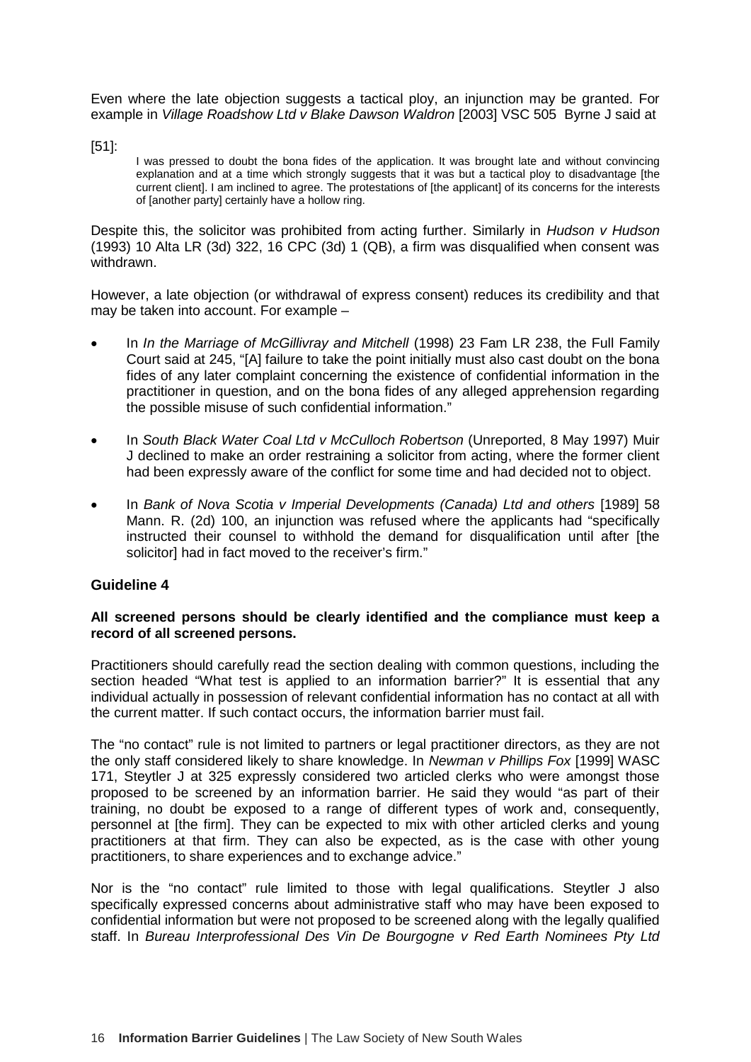Even where the late objection suggests a tactical ploy, an injunction may be granted. For example in *Village Roadshow Ltd v Blake Dawson Waldron* [2003] VSC 505 Byrne J said at

[51]:

> I was pressed to doubt the bona fides of the application. It was brought late and without convincing explanation and at a time which strongly suggests that it was but a tactical ploy to disadvantage [the current client]. I am inclined to agree. The protestations of [the applicant] of its concerns for the interests of [another party] certainly have a hollow ring.

Despite this, the solicitor was prohibited from acting further. Similarly in *Hudson v Hudson* (1993) 10 Alta LR (3d) 322, 16 CPC (3d) 1 (QB), a firm was disqualified when consent was withdrawn.

However, a late objection (or withdrawal of express consent) reduces its credibility and that may be taken into account. For example –

- In *In the Marriage of McGillivray and Mitchell* (1998) 23 Fam LR 238, the Full Family Court said at 245, "[A] failure to take the point initially must also cast doubt on the bona fides of any later complaint concerning the existence of confidential information in the practitioner in question, and on the bona fides of any alleged apprehension regarding the possible misuse of such confidential information."
- In *South Black Water Coal Ltd v McCulloch Robertson* (Unreported, 8 May 1997) Muir J declined to make an order restraining a solicitor from acting, where the former client had been expressly aware of the conflict for some time and had decided not to object.
- In *Bank of Nova Scotia v Imperial Developments (Canada) Ltd and others* [1989] 58 Mann. R. (2d) 100, an injunction was refused where the applicants had "specifically instructed their counsel to withhold the demand for disqualification until after [the solicitor] had in fact moved to the receiver's firm."

### Guideline 4

**All screened persons should be clearly identified and the compliance must keep a record of all screened persons.**

Practitioners should carefully read the section dealing with common questions, including the section headed "What test is applied to an information barrier?" It is essential that any individual actually in possession of relevant confidential information has no contact at all with the current matter. If such contact occurs, the information barrier must fail.

The "no contact" rule is not limited to partners or legal practitioner directors, as they are not the only staff considered likely to share knowledge. In *Newman v Phillips Fox* [1999] WASC 171, Steytler J at 325 expressly considered two articled clerks who were amongst those proposed to be screened by an information barrier. He said they would "as part of their training, no doubt be exposed to a range of different types of work and, consequently, personnel at [the firm]. They can be expected to mix with other articled clerks and young practitioners at that firm. They can also be expected, as is the case with other young practitioners, to share experiences and to exchange advice."

Nor is the "no contact" rule limited to those with legal qualifications. Steytler J also specifically expressed concerns about administrative staff who may have been exposed to confidential information but were not proposed to be screened along with the legally qualified staff. In *Bureau Interprofessional Des Vin De Bourgogne v Red Earth Nominees Pty Ltd*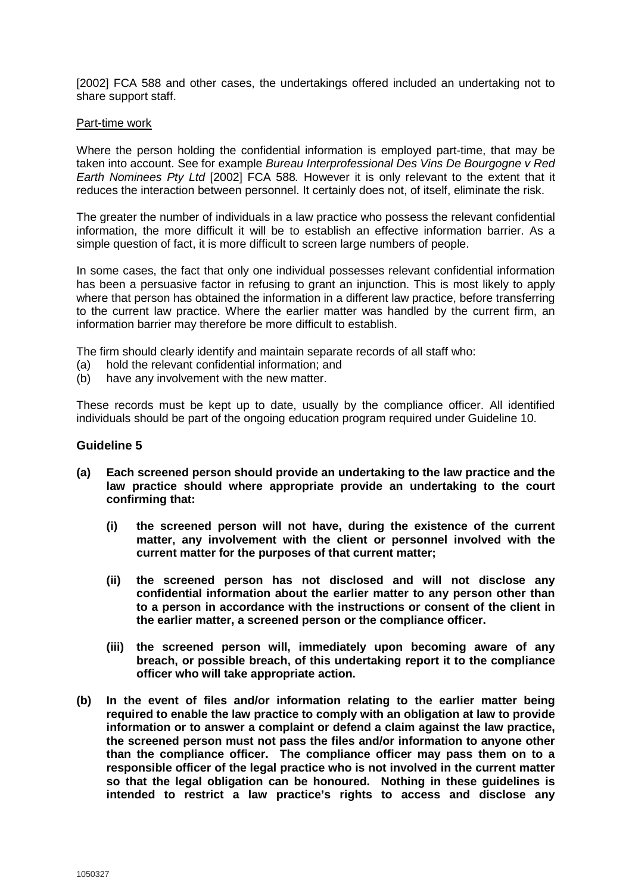[2002] FCA 588 and other cases, the undertakings offered included an undertaking not to share support staff.

Part-time work

Where the person holding the confidential information is employed part-time, that may be taken into account. See for example *Bureau Interprofessional Des Vins De Bourgogne v Red Earth Nominees Pty Ltd* [2002] FCA 588*.* However it is only relevant to the extent that it reduces the interaction between personnel. It certainly does not, of itself, eliminate the risk.

The greater the number of individuals in a law practice who possess the relevant confidential information, the more difficult it will be to establish an effective information barrier. As a simple question of fact, it is more difficult to screen large numbers of people.

In some cases, the fact that only one individual possesses relevant confidential information has been a persuasive factor in refusing to grant an injunction. This is most likely to apply where that person has obtained the information in a different law practice, before transferring to the current law practice. Where the earlier matter was handled by the current firm, an information barrier may therefore be more difficult to establish.

The firm should clearly identify and maintain separate records of all staff who:
(a) hold the relevant confidential information; and
(b) have any involvement with the new matter.

These records must be kept up to date, usually by the compliance officer. All identified individuals should be part of the ongoing education program required under Guideline 10.

### Guideline 5

**(a) Each screened person should provide an undertaking to the law practice and the law practice should where appropriate provide an undertaking to the court confirming that:**

**(i) the screened person will not have, during the existence of the current matter, any involvement with the client or personnel involved with the current matter for the purposes of that current matter;**

**(ii) the screened person has not disclosed and will not disclose any confidential information about the earlier matter to any person other than to a person in accordance with the instructions or consent of the client in the earlier matter, a screened person or the compliance officer.**

**(iii) the screened person will, immediately upon becoming aware of any breach, or possible breach, of this undertaking report it to the compliance officer who will take appropriate action.**

**(b) In the event of files and/or information relating to the earlier matter being required to enable the law practice to comply with an obligation at law to provide information or to answer a complaint or defend a claim against the law practice, the screened person must not pass the files and/or information to anyone other than the compliance officer. The compliance officer may pass them on to a responsible officer of the legal practice who is not involved in the current matter so that the legal obligation can be honoured. Nothing in these guidelines is intended to restrict a law practice's rights to access and disclose any**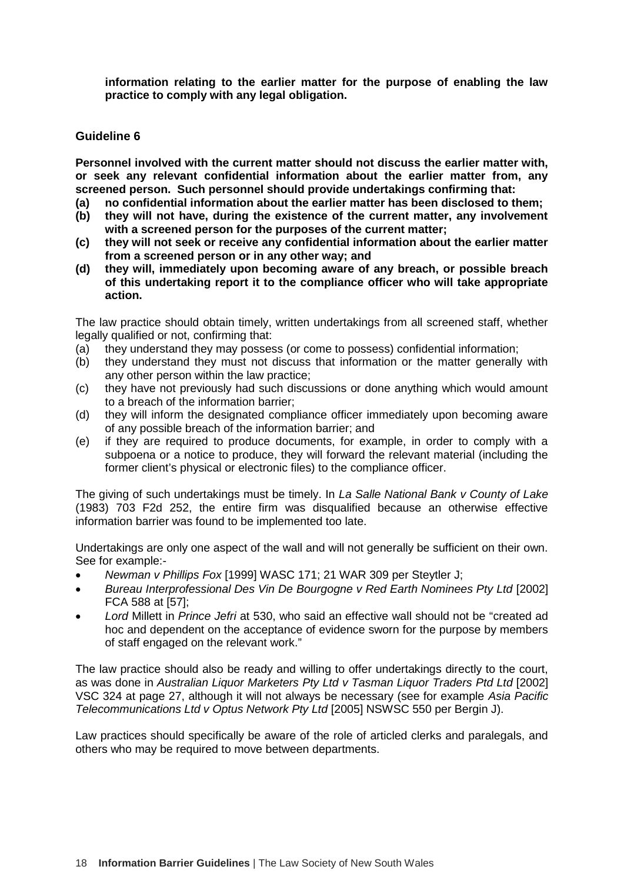**information relating to the earlier matter for the purpose of enabling the law practice to comply with any legal obligation.**

### Guideline 6

**Personnel involved with the current matter should not discuss the earlier matter with, or seek any relevant confidential information about the earlier matter from, any screened person. Such personnel should provide undertakings confirming that:**

**(a) no confidential information about the earlier matter has been disclosed to them;**
**(b) they will not have, during the existence of the current matter, any involvement with a screened person for the purposes of the current matter;**
**(c) they will not seek or receive any confidential information about the earlier matter from a screened person or in any other way; and**
**(d) they will, immediately upon becoming aware of any breach, or possible breach of this undertaking report it to the compliance officer who will take appropriate action.**

The law practice should obtain timely, written undertakings from all screened staff, whether legally qualified or not, confirming that:

(a) they understand they may possess (or come to possess) confidential information;
(b) they understand they must not discuss that information or the matter generally with any other person within the law practice;
(c) they have not previously had such discussions or done anything which would amount to a breach of the information barrier;
(d) they will inform the designated compliance officer immediately upon becoming aware of any possible breach of the information barrier; and
(e) if they are required to produce documents, for example, in order to comply with a subpoena or a notice to produce, they will forward the relevant material (including the former client's physical or electronic files) to the compliance officer.

The giving of such undertakings must be timely. In *La Salle National Bank v County of Lake* (1983) 703 F2d 252, the entire firm was disqualified because an otherwise effective information barrier was found to be implemented too late.

Undertakings are only one aspect of the wall and will not generally be sufficient on their own. See for example:-

- *Newman v Phillips Fox* [1999] WASC 171; 21 WAR 309 per Steytler J;
- *Bureau Interprofessional Des Vin De Bourgogne v Red Earth Nominees Pty Ltd* [2002] FCA 588 at [57];
- *Lord* Millett in *Prince Jefri* at 530, who said an effective wall should not be "created ad hoc and dependent on the acceptance of evidence sworn for the purpose by members of staff engaged on the relevant work."

The law practice should also be ready and willing to offer undertakings directly to the court, as was done in *Australian Liquor Marketers Pty Ltd v Tasman Liquor Traders Ptd Ltd* [2002] VSC 324 at page 27, although it will not always be necessary (see for example *Asia Pacific Telecommunications Ltd v Optus Network Pty Ltd* [2005] NSWSC 550 per Bergin J).

Law practices should specifically be aware of the role of articled clerks and paralegals, and others who may be required to move between departments.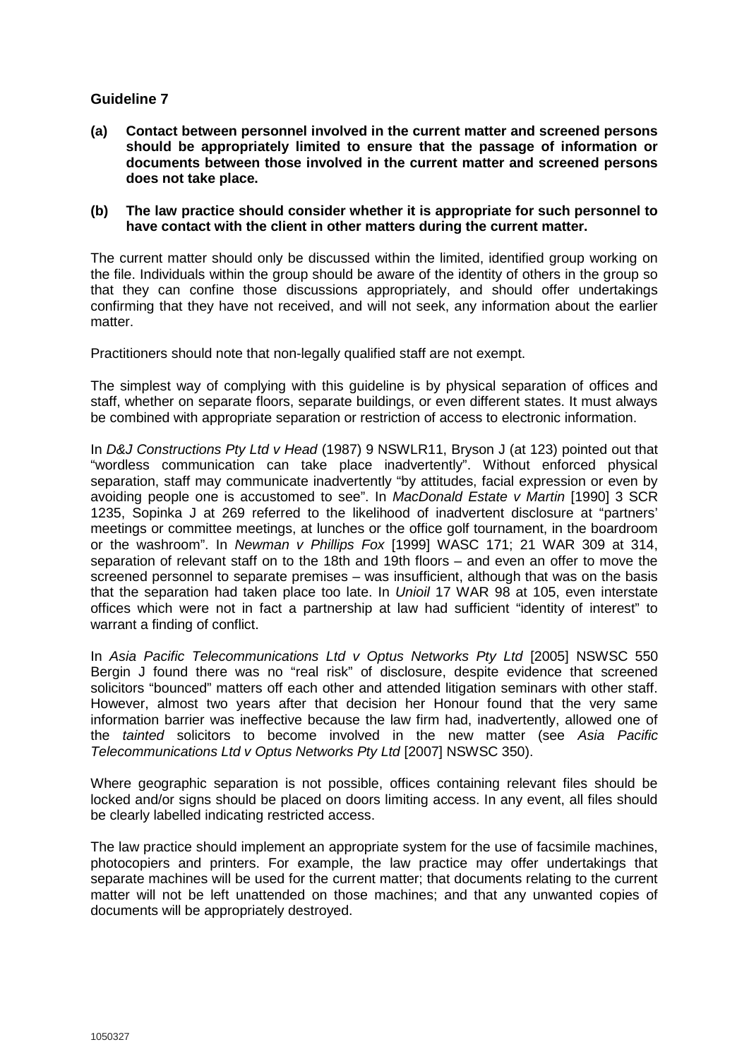## Guideline 7

**(a) Contact between personnel involved in the current matter and screened persons should be appropriately limited to ensure that the passage of information or documents between those involved in the current matter and screened persons does not take place.**

**(b) The law practice should consider whether it is appropriate for such personnel to have contact with the client in other matters during the current matter.**

The current matter should only be discussed within the limited, identified group working on the file. Individuals within the group should be aware of the identity of others in the group so that they can confine those discussions appropriately, and should offer undertakings confirming that they have not received, and will not seek, any information about the earlier matter.

Practitioners should note that non-legally qualified staff are not exempt.

The simplest way of complying with this guideline is by physical separation of offices and staff, whether on separate floors, separate buildings, or even different states. It must always be combined with appropriate separation or restriction of access to electronic information.

In *D&J Constructions Pty Ltd v Head* (1987) 9 NSWLR11, Bryson J (at 123) pointed out that "wordless communication can take place inadvertently". Without enforced physical separation, staff may communicate inadvertently "by attitudes, facial expression or even by avoiding people one is accustomed to see". In *MacDonald Estate v Martin* [1990] 3 SCR 1235, Sopinka J at 269 referred to the likelihood of inadvertent disclosure at "partners' meetings or committee meetings, at lunches or the office golf tournament, in the boardroom or the washroom". In *Newman v Phillips Fox* [1999] WASC 171; 21 WAR 309 at 314, separation of relevant staff on to the 18th and 19th floors – and even an offer to move the screened personnel to separate premises – was insufficient, although that was on the basis that the separation had taken place too late. In *Unioil* 17 WAR 98 at 105, even interstate offices which were not in fact a partnership at law had sufficient "identity of interest" to warrant a finding of conflict.

In *Asia Pacific Telecommunications Ltd v Optus Networks Pty Ltd* [2005] NSWSC 550 Bergin J found there was no "real risk" of disclosure, despite evidence that screened solicitors "bounced" matters off each other and attended litigation seminars with other staff. However, almost two years after that decision her Honour found that the very same information barrier was ineffective because the law firm had, inadvertently, allowed one of the *tainted* solicitors to become involved in the new matter (see *Asia Pacific Telecommunications Ltd v Optus Networks Pty Ltd* [2007] NSWSC 350).

Where geographic separation is not possible, offices containing relevant files should be locked and/or signs should be placed on doors limiting access. In any event, all files should be clearly labelled indicating restricted access.

The law practice should implement an appropriate system for the use of facsimile machines, photocopiers and printers. For example, the law practice may offer undertakings that separate machines will be used for the current matter; that documents relating to the current matter will not be left unattended on those machines; and that any unwanted copies of documents will be appropriately destroyed.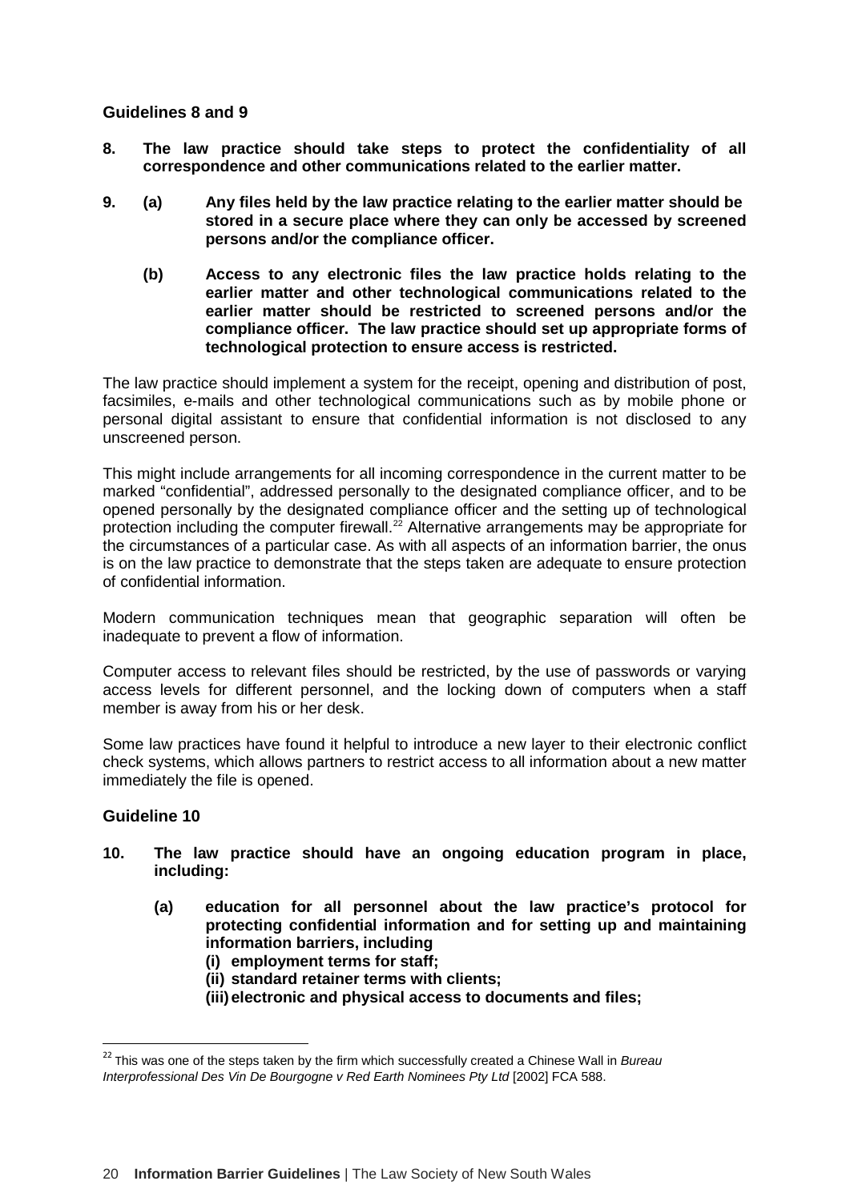### Guidelines 8 and 9

**8. The law practice should take steps to protect the confidentiality of all correspondence and other communications related to the earlier matter.**

**9. (a) Any files held by the law practice relating to the earlier matter should be stored in a secure place where they can only be accessed by screened persons and/or the compliance officer.**

**(b) Access to any electronic files the law practice holds relating to the earlier matter and other technological communications related to the earlier matter should be restricted to screened persons and/or the compliance officer. The law practice should set up appropriate forms of technological protection to ensure access is restricted.**

The law practice should implement a system for the receipt, opening and distribution of post, facsimiles, e-mails and other technological communications such as by mobile phone or personal digital assistant to ensure that confidential information is not disclosed to any unscreened person.

This might include arrangements for all incoming correspondence in the current matter to be marked "confidential", addressed personally to the designated compliance officer, and to be opened personally by the designated compliance officer and the setting up of technological protection including the computer firewall.[22] Alternative arrangements may be appropriate for the circumstances of a particular case. As with all aspects of an information barrier, the onus is on the law practice to demonstrate that the steps taken are adequate to ensure protection of confidential information.

Modern communication techniques mean that geographic separation will often be inadequate to prevent a flow of information.

Computer access to relevant files should be restricted, by the use of passwords or varying access levels for different personnel, and the locking down of computers when a staff member is away from his or her desk.

Some law practices have found it helpful to introduce a new layer to their electronic conflict check systems, which allows partners to restrict access to all information about a new matter immediately the file is opened.

### Guideline 10

**10. The law practice should have an ongoing education program in place, including:**

**(a) education for all personnel about the law practice's protocol for protecting confidential information and for setting up and maintaining information barriers, including**
- **(i) employment terms for staff;**
- **(ii) standard retainer terms with clients;**
- **(iii) electronic and physical access to documents and files;**

---

[22] This was one of the steps taken by the firm which successfully created a Chinese Wall in *Bureau Interprofessional Des Vin De Bourgogne v Red Earth Nominees Pty Ltd* [2002] FCA 588.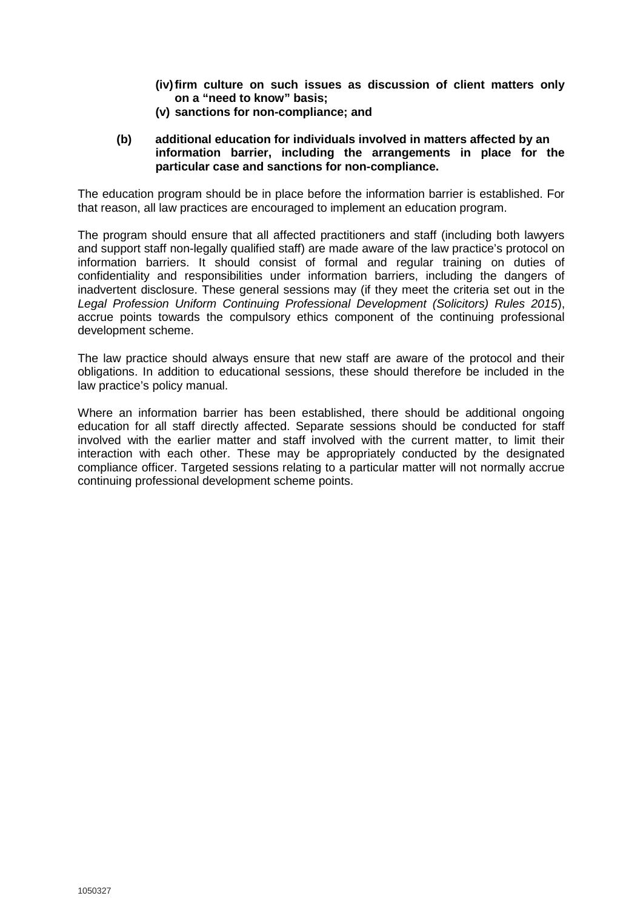**(iv) firm culture on such issues as discussion of client matters only on a "need to know" basis;**

**(v) sanctions for non-compliance; and**

**(b) additional education for individuals involved in matters affected by an information barrier, including the arrangements in place for the particular case and sanctions for non-compliance.**

The education program should be in place before the information barrier is established. For that reason, all law practices are encouraged to implement an education program.

The program should ensure that all affected practitioners and staff (including both lawyers and support staff non-legally qualified staff) are made aware of the law practice's protocol on information barriers. It should consist of formal and regular training on duties of confidentiality and responsibilities under information barriers, including the dangers of inadvertent disclosure. These general sessions may (if they meet the criteria set out in the *Legal Profession Uniform Continuing Professional Development (Solicitors) Rules 2015*), accrue points towards the compulsory ethics component of the continuing professional development scheme.

The law practice should always ensure that new staff are aware of the protocol and their obligations. In addition to educational sessions, these should therefore be included in the law practice's policy manual.

Where an information barrier has been established, there should be additional ongoing education for all staff directly affected. Separate sessions should be conducted for staff involved with the earlier matter and staff involved with the current matter, to limit their interaction with each other. These may be appropriately conducted by the designated compliance officer. Targeted sessions relating to a particular matter will not normally accrue continuing professional development scheme points.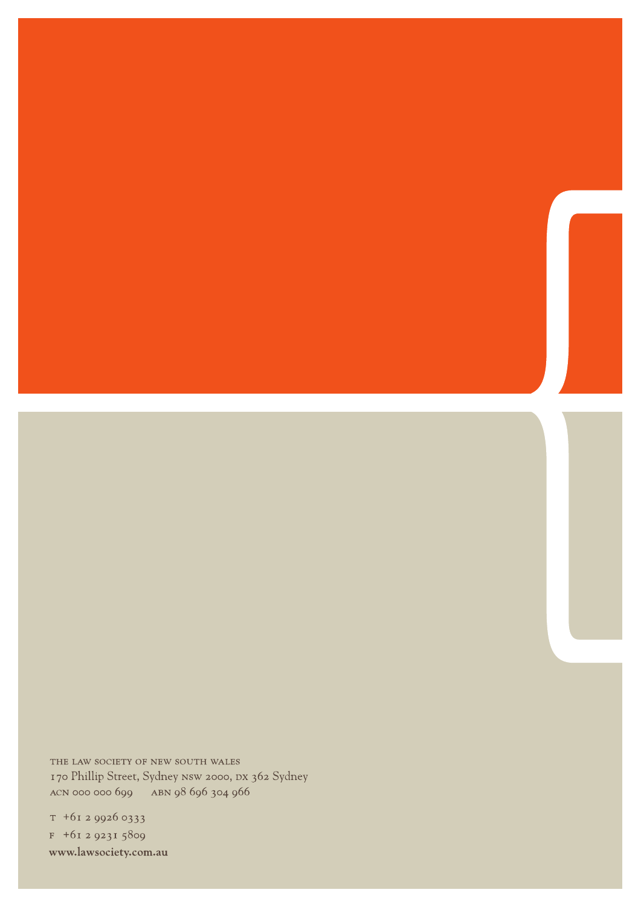THE LAW SOCIETY OF NEW SOUTH WALES
170 Phillip Street, Sydney NSW 2000, DX 362 Sydney
ACN 000 000 699    ABN 98 696 304 966

T +61 2 9926 0333
F +61 2 9231 5809
**www.lawsociety.com.au**